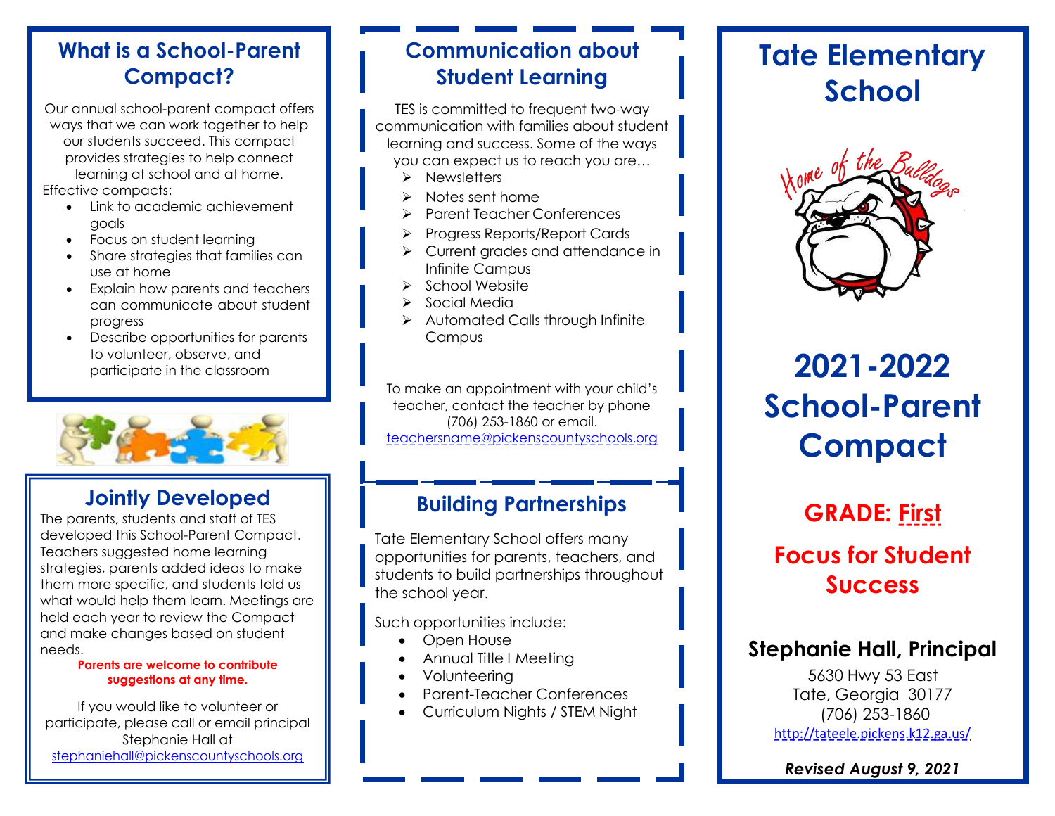## What is a School-Parent Compact?

Our annual school-parent compact offers ways that we can work together to help our students succeed. This compact provides strategies to help connect learning at school and at home.

Effective compacts:

- Link to academic achievement goals
- Focus on student learning
- Share strategies that families can use at home
- Explain how parents and teachers can communicate about student progress
- Describe opportunities for parents to volunteer, observe, and participate in the classroom

## Jointly Developed

The parents, students and staff of TES developed this School-Parent Compact. Teachers suggested home learning strategies, parents added ideas to make them more specific, and students told us what would help them learn. Meetings are held each year to review the Compact and make changes based on student needs.

**Parents are welcome to contribute suggestions at any time.**

If you would like to volunteer or participate, please call or email principal Stephanie Hall at stephaniehall@pickenscountyschools.org

## Communication about Student Learning

TES is committed to frequent two-way communication with families about student learning and success. Some of the ways you can expect us to reach you are…

- Newsletters
- Notes sent home
- Parent Teacher Conferences
- Progress Reports/Report Cards
- Current grades and attendance in Infinite Campus
- School Website
- Social Media
- Automated Calls through Infinite Campus

To make an appointment with your child's teacher, contact the teacher by phone (706) 253-1860 or email. teachersname@pickenscountyschools.org

## Building Partnerships

Tate Elementary School offers many opportunities for parents, teachers, and students to build partnerships throughout the school year.

Such opportunities include:

- Open House
- Annual Title I Meeting
- Volunteering
- Parent-Teacher Conferences
- Curriculum Nights / STEM Night

# Tate Elementary School

Home of the Bulldogs

# 2021-2022 School-Parent Compact

## GRADE: First

## Focus for Student Success

### Stephanie Hall, Principal

5630 Hwy 53 East
Tate, Georgia 30177
(706) 253-1860
http://tateele.pickens.k12.ga.us/

***Revised August 9, 2021***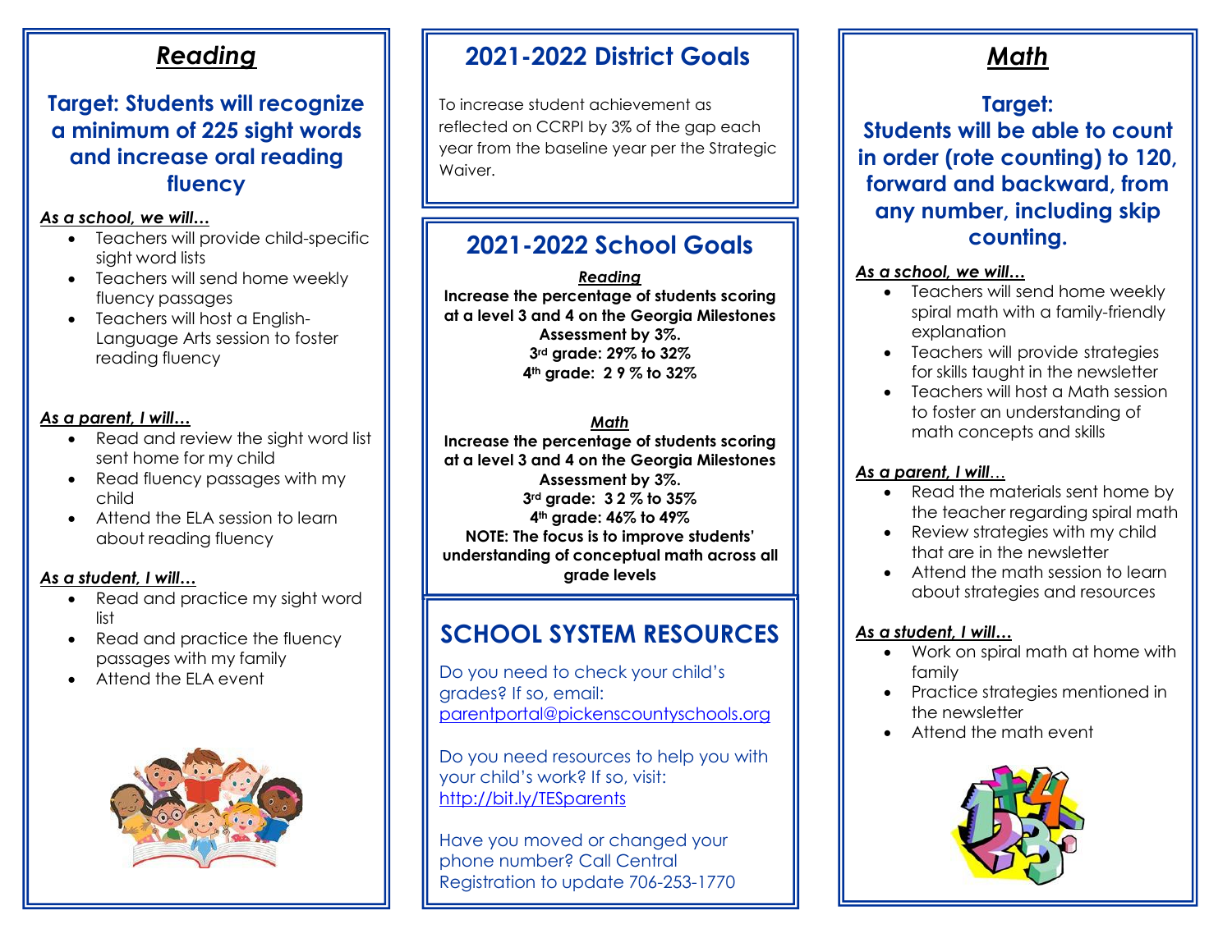# *Reading*

## Target: Students will recognize a minimum of 225 sight words and increase oral reading fluency

***As a school, we will…***

- Teachers will provide child-specific sight word lists
- Teachers will send home weekly fluency passages
- Teachers will host a English-Language Arts session to foster reading fluency

***As a parent, I will…***

- Read and review the sight word list sent home for my child
- Read fluency passages with my child
- Attend the ELA session to learn about reading fluency

***As a student, I will…***

- Read and practice my sight word list
- Read and practice the fluency passages with my family
- Attend the ELA event

# 2021-2022 District Goals

To increase student achievement as reflected on CCRPI by 3% of the gap each year from the baseline year per the Strategic Waiver.

# 2021-2022 School Goals

***Reading***

**Increase the percentage of students scoring at a level 3 and 4 on the Georgia Milestones Assessment by 3%.**
**3rd grade: 29% to 32%**
**4th grade: 2 9 % to 32%**

***Math***

**Increase the percentage of students scoring at a level 3 and 4 on the Georgia Milestones Assessment by 3%.**
**3rd grade: 3 2 % to 35%**
**4th grade: 46% to 49%**
**NOTE: The focus is to improve students' understanding of conceptual math across all grade levels**

# SCHOOL SYSTEM RESOURCES

Do you need to check your child's grades? If so, email: parentportal@pickenscountyschools.org

Do you need resources to help you with your child's work? If so, visit: http://bit.ly/TESparents

Have you moved or changed your phone number? Call Central Registration to update 706-253-1770

# *Math*

## Target: Students will be able to count in order (rote counting) to 120, forward and backward, from any number, including skip counting.

***As a school, we will…***

- Teachers will send home weekly spiral math with a family-friendly explanation
- Teachers will provide strategies for skills taught in the newsletter
- Teachers will host a Math session to foster an understanding of math concepts and skills

***As a parent, I will…***

- Read the materials sent home by the teacher regarding spiral math
- Review strategies with my child that are in the newsletter
- Attend the math session to learn about strategies and resources

***As a student, I will…***

- Work on spiral math at home with family
- Practice strategies mentioned in the newsletter
- Attend the math event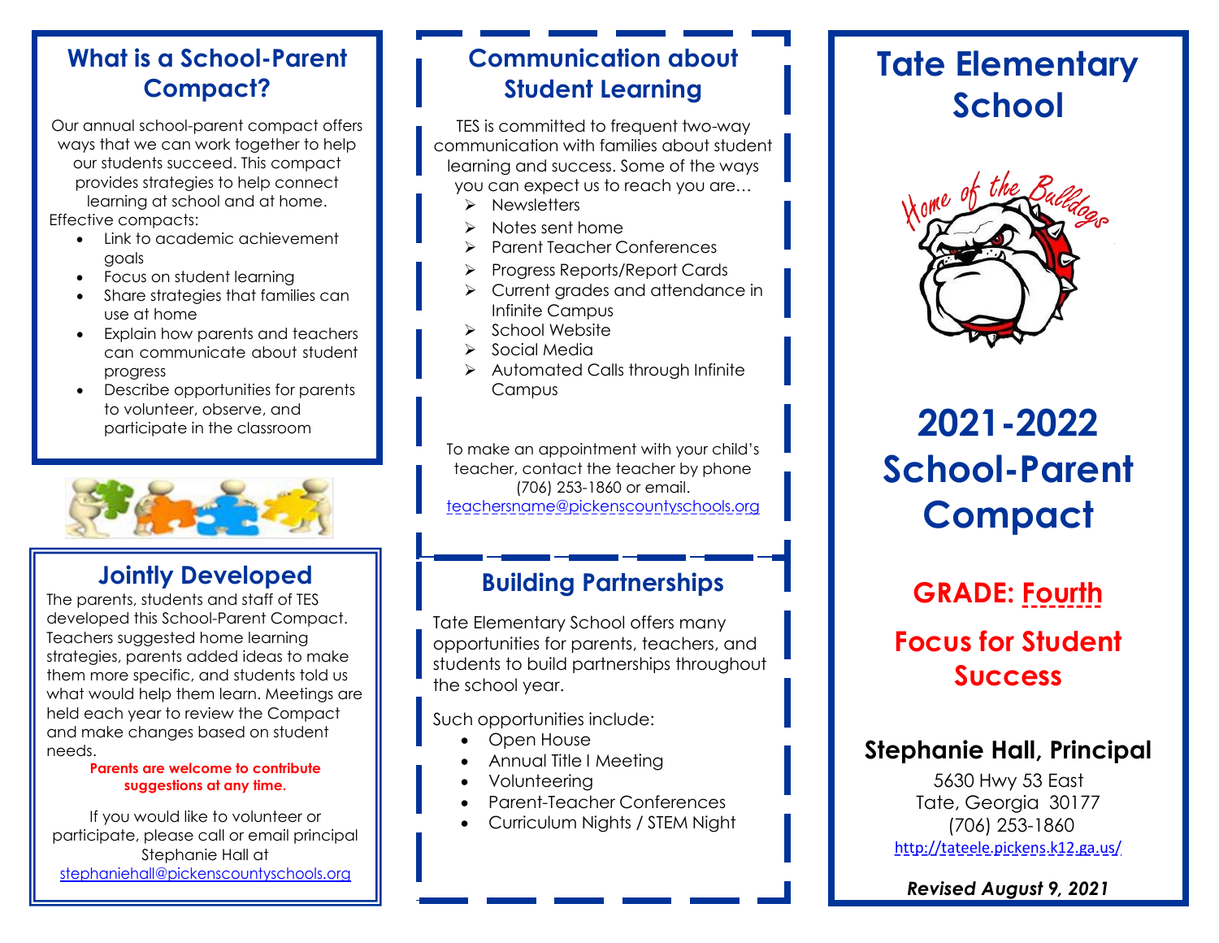## What is a School-Parent Compact?

Our annual school-parent compact offers ways that we can work together to help our students succeed. This compact provides strategies to help connect learning at school and at home.

Effective compacts:

- Link to academic achievement goals
- Focus on student learning
- Share strategies that families can use at home
- Explain how parents and teachers can communicate about student progress
- Describe opportunities for parents to volunteer, observe, and participate in the classroom

## Jointly Developed

The parents, students and staff of TES developed this School-Parent Compact. Teachers suggested home learning strategies, parents added ideas to make them more specific, and students told us what would help them learn. Meetings are held each year to review the Compact and make changes based on student needs.

**Parents are welcome to contribute suggestions at any time.**

If you would like to volunteer or participate, please call or email principal Stephanie Hall at stephaniehall@pickenscountyschools.org

## Communication about Student Learning

TES is committed to frequent two-way communication with families about student learning and success. Some of the ways you can expect us to reach you are…

- Newsletters
- Notes sent home
- Parent Teacher Conferences
- Progress Reports/Report Cards
- Current grades and attendance in Infinite Campus
- School Website
- Social Media
- Automated Calls through Infinite Campus

To make an appointment with your child's teacher, contact the teacher by phone (706) 253-1860 or email. teachersname@pickenscountyschools.org

## Building Partnerships

Tate Elementary School offers many opportunities for parents, teachers, and students to build partnerships throughout the school year.

Such opportunities include:

- Open House
- Annual Title I Meeting
- Volunteering
- Parent-Teacher Conferences
- Curriculum Nights / STEM Night

# Tate Elementary School

Home of the Bulldogs

# 2021-2022 School-Parent Compact

## GRADE: Fourth

## Focus for Student Success

### Stephanie Hall, Principal

5630 Hwy 53 East
Tate, Georgia 30177
(706) 253-1860
http://tateele.pickens.k12.ga.us/

***Revised August 9, 2021***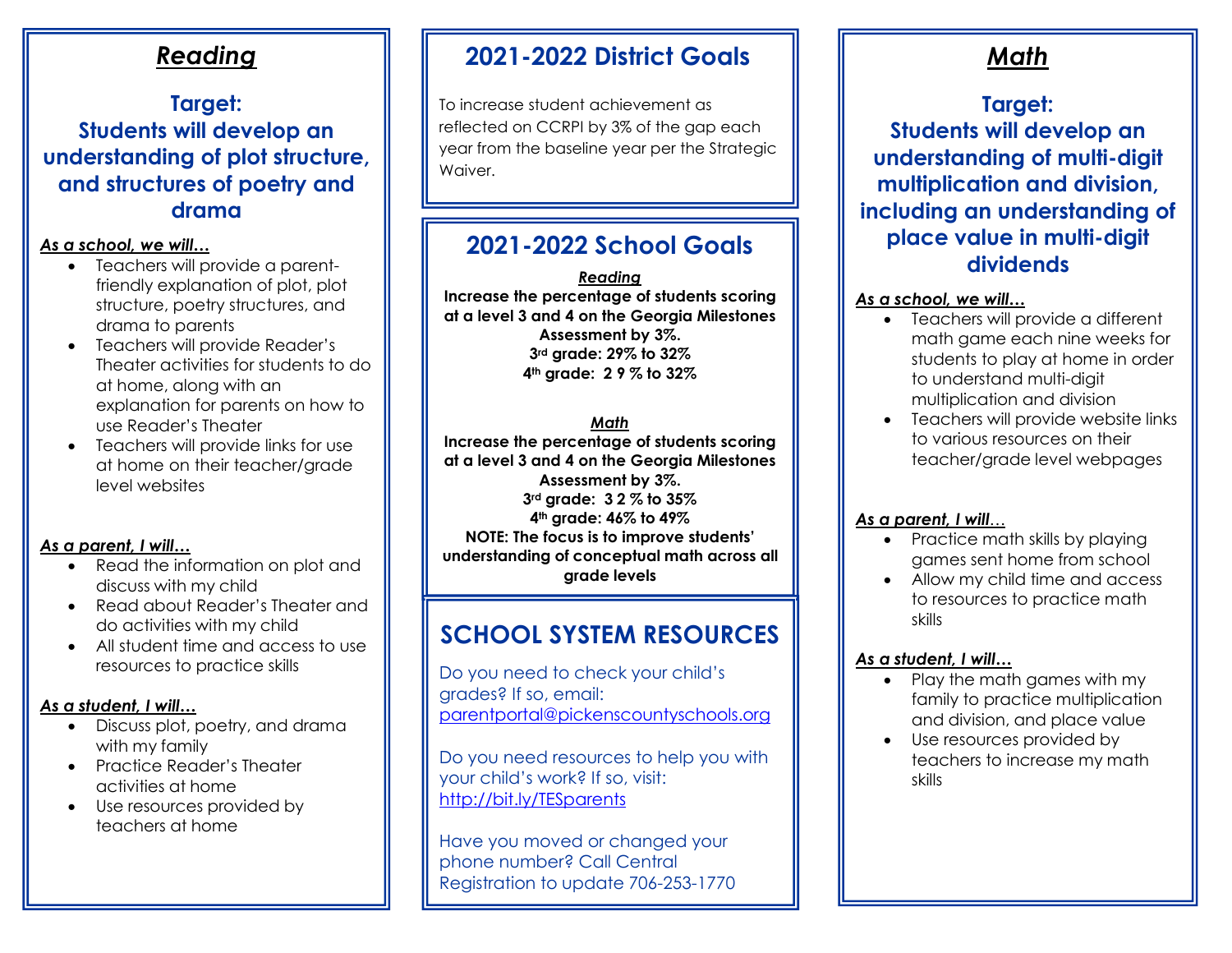## *Reading*

### Target: Students will develop an understanding of plot structure, and structures of poetry and drama

***As a school, we will…***

- Teachers will provide a parent-friendly explanation of plot, plot structure, poetry structures, and drama to parents
- Teachers will provide Reader's Theater activities for students to do at home, along with an explanation for parents on how to use Reader's Theater
- Teachers will provide links for use at home on their teacher/grade level websites

***As a parent, I will…***

- Read the information on plot and discuss with my child
- Read about Reader's Theater and do activities with my child
- All student time and access to use resources to practice skills

***As a student, I will…***

- Discuss plot, poetry, and drama with my family
- Practice Reader's Theater activities at home
- Use resources provided by teachers at home

## 2021-2022 District Goals

To increase student achievement as reflected on CCRPI by 3% of the gap each year from the baseline year per the Strategic Waiver.

## 2021-2022 School Goals

***Reading***

**Increase the percentage of students scoring at a level 3 and 4 on the Georgia Milestones Assessment by 3%.**
**3rd grade: 29% to 32%**
**4th grade: 2 9 % to 32%**

***Math***

**Increase the percentage of students scoring at a level 3 and 4 on the Georgia Milestones Assessment by 3%.**
**3rd grade: 3 2 % to 35%**
**4th grade: 46% to 49%**
**NOTE: The focus is to improve students' understanding of conceptual math across all grade levels**

## SCHOOL SYSTEM RESOURCES

Do you need to check your child's grades? If so, email: parentportal@pickenscountyschools.org

Do you need resources to help you with your child's work? If so, visit: http://bit.ly/TESparents

Have you moved or changed your phone number? Call Central Registration to update 706-253-1770

## *Math*

### Target: Students will develop an understanding of multi-digit multiplication and division, including an understanding of place value in multi-digit dividends

***As a school, we will…***

- Teachers will provide a different math game each nine weeks for students to play at home in order to understand multi-digit multiplication and division
- Teachers will provide website links to various resources on their teacher/grade level webpages

***As a parent, I will…***

- Practice math skills by playing games sent home from school
- Allow my child time and access to resources to practice math skills

***As a student, I will…***

- Play the math games with my family to practice multiplication and division, and place value
- Use resources provided by teachers to increase my math skills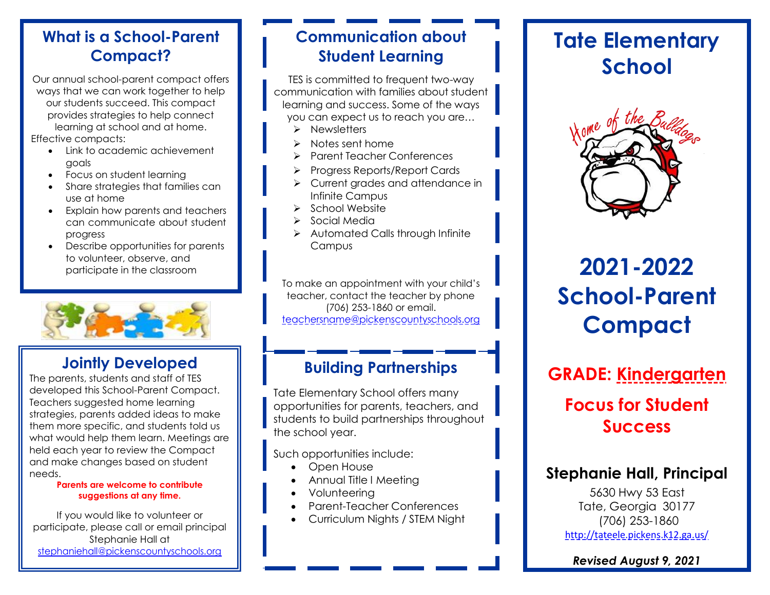## What is a School-Parent Compact?

Our annual school-parent compact offers ways that we can work together to help our students succeed. This compact provides strategies to help connect learning at school and at home.

Effective compacts:

- Link to academic achievement goals
- Focus on student learning
- Share strategies that families can use at home
- Explain how parents and teachers can communicate about student progress
- Describe opportunities for parents to volunteer, observe, and participate in the classroom

## Jointly Developed

The parents, students and staff of TES developed this School-Parent Compact. Teachers suggested home learning strategies, parents added ideas to make them more specific, and students told us what would help them learn. Meetings are held each year to review the Compact and make changes based on student needs.

**Parents are welcome to contribute suggestions at any time.**

If you would like to volunteer or participate, please call or email principal Stephanie Hall at stephaniehall@pickenscountyschools.org

## Communication about Student Learning

TES is committed to frequent two-way communication with families about student learning and success. Some of the ways you can expect us to reach you are…

- Newsletters
- Notes sent home
- Parent Teacher Conferences
- Progress Reports/Report Cards
- Current grades and attendance in Infinite Campus
- School Website
- Social Media
- Automated Calls through Infinite Campus

To make an appointment with your child's teacher, contact the teacher by phone (706) 253-1860 or email. teachersname@pickenscountyschools.org

## Building Partnerships

Tate Elementary School offers many opportunities for parents, teachers, and students to build partnerships throughout the school year.

Such opportunities include:

- Open House
- Annual Title I Meeting
- Volunteering
- Parent-Teacher Conferences
- Curriculum Nights / STEM Night

# Tate Elementary School

Home of the Bulldogs

# 2021-2022 School-Parent Compact

## GRADE: Kindergarten

## Focus for Student Success

### Stephanie Hall, Principal

5630 Hwy 53 East
Tate, Georgia 30177
(706) 253-1860
http://tateele.pickens.k12.ga.us/

***Revised August 9, 2021***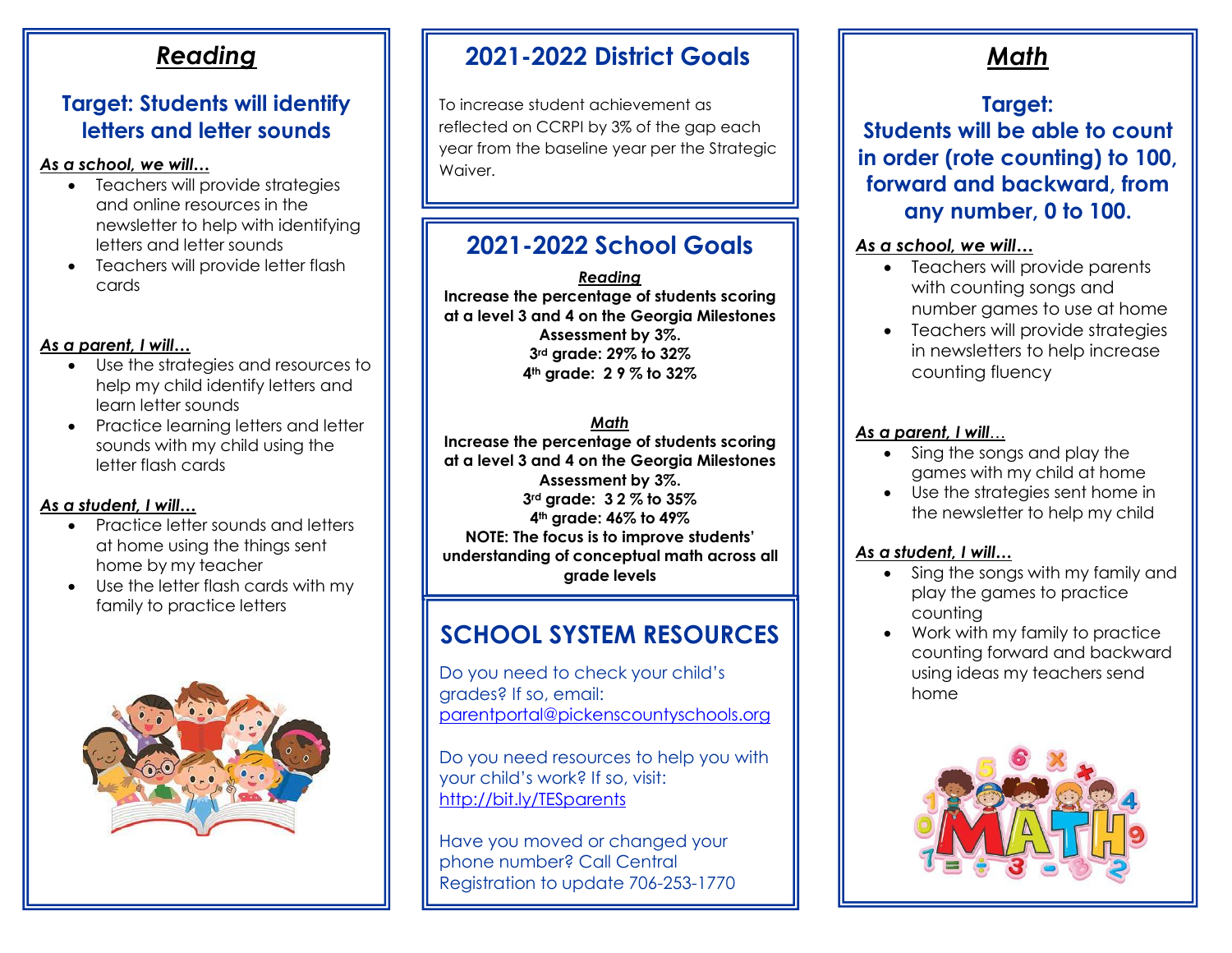## *Reading*

### Target: Students will identify letters and letter sounds

***As a school, we will…***

- Teachers will provide strategies and online resources in the newsletter to help with identifying letters and letter sounds
- Teachers will provide letter flash cards

***As a parent, I will…***

- Use the strategies and resources to help my child identify letters and learn letter sounds
- Practice learning letters and letter sounds with my child using the letter flash cards

***As a student, I will…***

- Practice letter sounds and letters at home using the things sent home by my teacher
- Use the letter flash cards with my family to practice letters

## 2021-2022 District Goals

To increase student achievement as reflected on CCRPI by 3% of the gap each year from the baseline year per the Strategic Waiver.

## 2021-2022 School Goals

***Reading***

**Increase the percentage of students scoring at a level 3 and 4 on the Georgia Milestones Assessment by 3%.**

**3rd grade: 29% to 32%**

**4th grade: 29% to 32%**

***Math***

**Increase the percentage of students scoring at a level 3 and 4 on the Georgia Milestones Assessment by 3%.**

**3rd grade: 32% to 35%**

**4th grade: 46% to 49%**

**NOTE: The focus is to improve students' understanding of conceptual math across all grade levels**

## SCHOOL SYSTEM RESOURCES

Do you need to check your child's grades? If so, email: parentportal@pickenscountyschools.org

Do you need resources to help you with your child's work? If so, visit: http://bit.ly/TESparents

Have you moved or changed your phone number? Call Central Registration to update 706-253-1770

## *Math*

### Target: Students will be able to count in order (rote counting) to 100, forward and backward, from any number, 0 to 100.

***As a school, we will…***

- Teachers will provide parents with counting songs and number games to use at home
- Teachers will provide strategies in newsletters to help increase counting fluency

***As a parent, I will…***

- Sing the songs and play the games with my child at home
- Use the strategies sent home in the newsletter to help my child

***As a student, I will…***

- Sing the songs with my family and play the games to practice counting
- Work with my family to practice counting forward and backward using ideas my teachers send home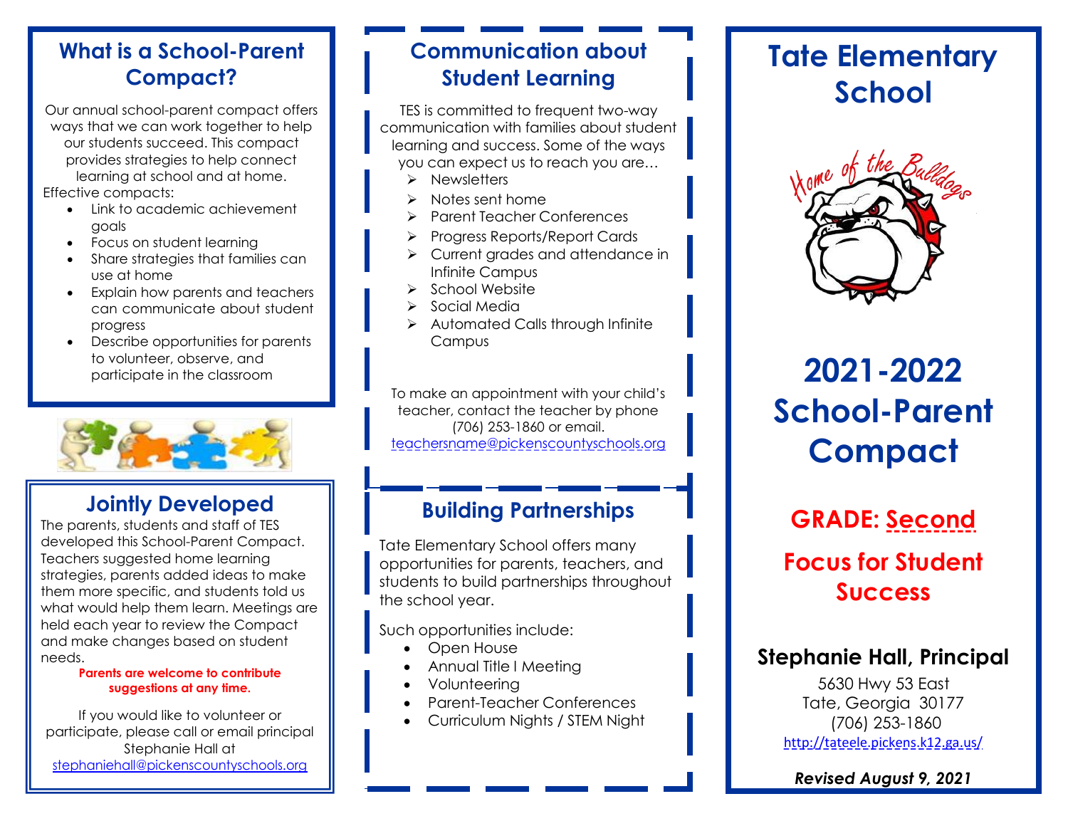## What is a School-Parent Compact?

Our annual school-parent compact offers ways that we can work together to help our students succeed. This compact provides strategies to help connect learning at school and at home.

Effective compacts:

- Link to academic achievement goals
- Focus on student learning
- Share strategies that families can use at home
- Explain how parents and teachers can communicate about student progress
- Describe opportunities for parents to volunteer, observe, and participate in the classroom

## Jointly Developed

The parents, students and staff of TES developed this School-Parent Compact. Teachers suggested home learning strategies, parents added ideas to make them more specific, and students told us what would help them learn. Meetings are held each year to review the Compact and make changes based on student needs.

**Parents are welcome to contribute suggestions at any time.**

If you would like to volunteer or participate, please call or email principal Stephanie Hall at [stephaniehall@pickenscountyschools.org](mailto:stephaniehall@pickenscountyschools.org)

## Communication about Student Learning

TES is committed to frequent two-way communication with families about student learning and success. Some of the ways you can expect us to reach you are…

- Newsletters
- Notes sent home
- Parent Teacher Conferences
- Progress Reports/Report Cards
- Current grades and attendance in Infinite Campus
- School Website
- Social Media
- Automated Calls through Infinite Campus

To make an appointment with your child's teacher, contact the teacher by phone (706) 253-1860 or email. [teachersname@pickenscountyschools.org](mailto:teachersname@pickenscountyschools.org)

## Building Partnerships

Tate Elementary School offers many opportunities for parents, teachers, and students to build partnerships throughout the school year.

Such opportunities include:

- Open House
- Annual Title I Meeting
- Volunteering
- Parent-Teacher Conferences
- Curriculum Nights / STEM Night

# Tate Elementary School

Home of the Bulldogs

# 2021-2022 School-Parent Compact

## GRADE: Second

## Focus for Student Success

### Stephanie Hall, Principal

5630 Hwy 53 East
Tate, Georgia 30177
(706) 253-1860
[http://tateele.pickens.k12.ga.us/](http://tateele.pickens.k12.ga.us/)

***Revised August 9, 2021***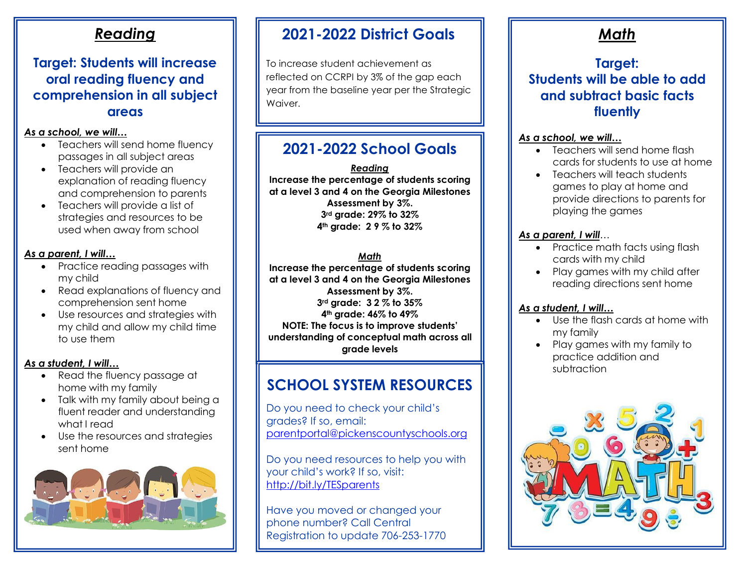## *Reading*

### Target: Students will increase oral reading fluency and comprehension in all subject areas

***As a school, we will…***

- Teachers will send home fluency passages in all subject areas
- Teachers will provide an explanation of reading fluency and comprehension to parents
- Teachers will provide a list of strategies and resources to be used when away from school

***As a parent, I will…***

- Practice reading passages with my child
- Read explanations of fluency and comprehension sent home
- Use resources and strategies with my child and allow my child time to use them

***As a student, I will…***

- Read the fluency passage at home with my family
- Talk with my family about being a fluent reader and understanding what I read
- Use the resources and strategies sent home

## 2021-2022 District Goals

To increase student achievement as reflected on CCRPI by 3% of the gap each year from the baseline year per the Strategic Waiver.

## 2021-2022 School Goals

***Reading***

**Increase the percentage of students scoring at a level 3 and 4 on the Georgia Milestones Assessment by 3%.**
**3rd grade: 29% to 32%**
**4th grade: 29% to 32%**

***Math***

**Increase the percentage of students scoring at a level 3 and 4 on the Georgia Milestones Assessment by 3%.**
**3rd grade: 32% to 35%**
**4th grade: 46% to 49%**
**NOTE: The focus is to improve students' understanding of conceptual math across all grade levels**

## SCHOOL SYSTEM RESOURCES

Do you need to check your child's grades? If so, email: parentportal@pickenscountyschools.org

Do you need resources to help you with your child's work? If so, visit: http://bit.ly/TESparents

Have you moved or changed your phone number? Call Central Registration to update 706-253-1770

## *Math*

### Target: Students will be able to add and subtract basic facts fluently

***As a school, we will…***

- Teachers will send home flash cards for students to use at home
- Teachers will teach students games to play at home and provide directions to parents for playing the games

***As a parent, I will…***

- Practice math facts using flash cards with my child
- Play games with my child after reading directions sent home

***As a student, I will…***

- Use the flash cards at home with my family
- Play games with my family to practice addition and subtraction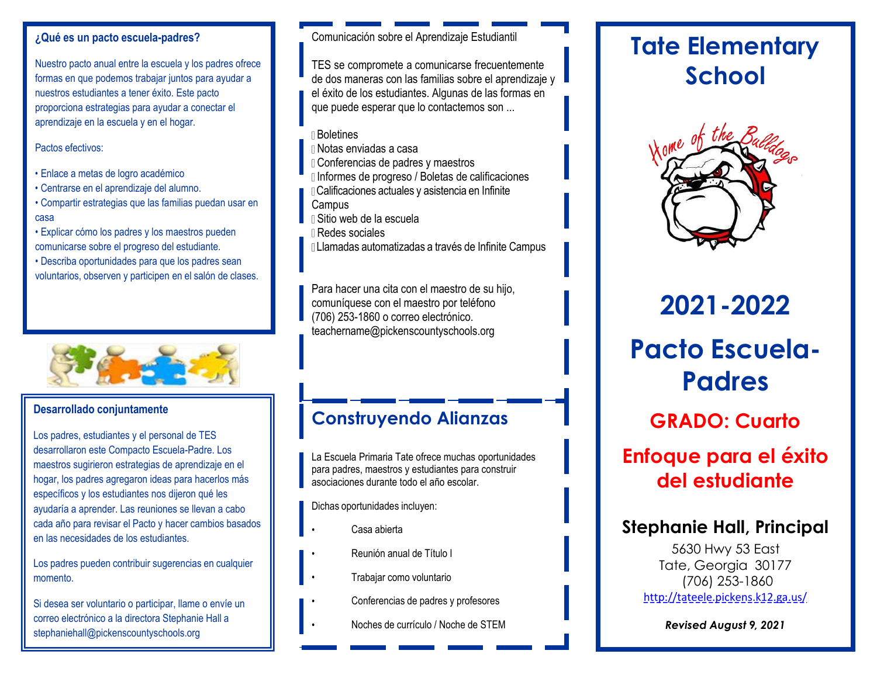## ¿Qué es un pacto escuela-padres?

Nuestro pacto anual entre la escuela y los padres ofrece formas en que podemos trabajar juntos para ayudar a nuestros estudiantes a tener éxito. Este pacto proporciona estrategias para ayudar a conectar el aprendizaje en la escuela y en el hogar.

Pactos efectivos:

- Enlace a metas de logro académico
- Centrarse en el aprendizaje del alumno.
- Compartir estrategias que las familias puedan usar en casa
- Explicar cómo los padres y los maestros pueden comunicarse sobre el progreso del estudiante.
- Describa oportunidades para que los padres sean voluntarios, observen y participen en el salón de clases.

## Desarrollado conjuntamente

Los padres, estudiantes y el personal de TES desarrollaron este Compacto Escuela-Padre. Los maestros sugirieron estrategias de aprendizaje en el hogar, los padres agregaron ideas para hacerlos más específicos y los estudiantes nos dijeron qué les ayudaría a aprender. Las reuniones se llevan a cabo cada año para revisar el Pacto y hacer cambios basados en las necesidades de los estudiantes.

Los padres pueden contribuir sugerencias en cualquier momento.

Si desea ser voluntario o participar, llame o envíe un correo electrónico a la directora Stephanie Hall a stephaniehall@pickenscountyschools.org

## Comunicación sobre el Aprendizaje Estudiantil

TES se compromete a comunicarse frecuentemente de dos maneras con las familias sobre el aprendizaje y el éxito de los estudiantes. Algunas de las formas en que puede esperar que lo contactemos son ...

- Boletines
- Notas enviadas a casa
- Conferencias de padres y maestros
- Informes de progreso / Boletas de calificaciones
- Calificaciones actuales y asistencia en Infinite Campus
- Sitio web de la escuela
- Redes sociales
- Llamadas automatizadas a través de Infinite Campus

Para hacer una cita con el maestro de su hijo, comuníquese con el maestro por teléfono (706) 253-1860 o correo electrónico. teachername@pickenscountyschools.org

## Construyendo Alianzas

La Escuela Primaria Tate ofrece muchas oportunidades para padres, maestros y estudiantes para construir asociaciones durante todo el año escolar.

Dichas oportunidades incluyen:

- Casa abierta
- Reunión anual de Título I
- Trabajar como voluntario
- Conferencias de padres y profesores
- Noches de currículo / Noche de STEM

# Tate Elementary School

Home of the Bulldogs

## 2021-2022

## Pacto Escuela-Padres

## GRADO: Cuarto

## Enfoque para el éxito del estudiante

### Stephanie Hall, Principal

5630 Hwy 53 East
Tate, Georgia 30177
(706) 253-1860
http://tateele.pickens.k12.ga.us/

***Revised August 9, 2021***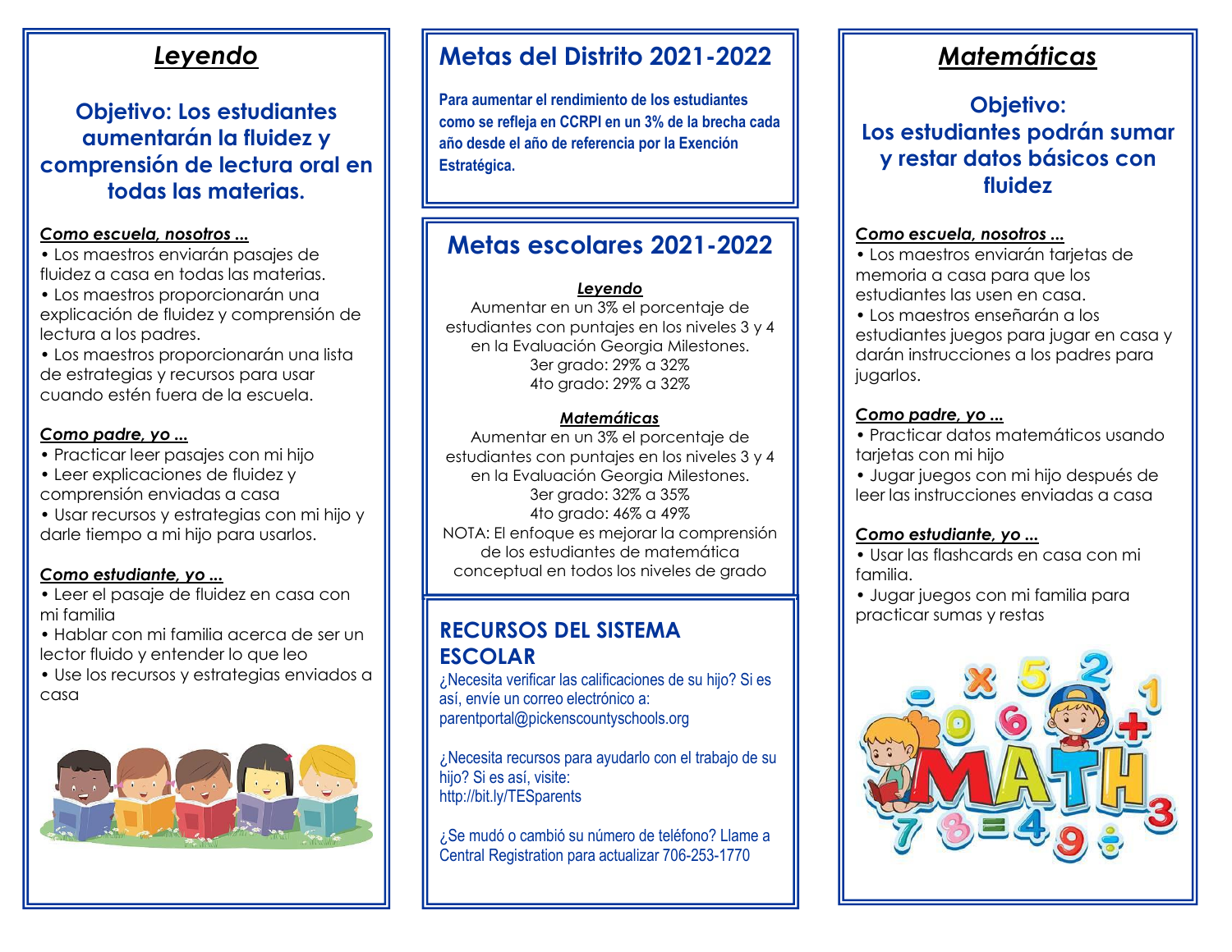# Leyendo

## Objetivo: Los estudiantes aumentarán la fluidez y comprensión de lectura oral en todas las materias.

***Como escuela, nosotros ...***

- Los maestros enviarán pasajes de fluidez a casa en todas las materias.
- Los maestros proporcionarán una explicación de fluidez y comprensión de lectura a los padres.
- Los maestros proporcionarán una lista de estrategias y recursos para usar cuando estén fuera de la escuela.

***Como padre, yo ...***

- Practicar leer pasajes con mi hijo
- Leer explicaciones de fluidez y comprensión enviadas a casa
- Usar recursos y estrategias con mi hijo y darle tiempo a mi hijo para usarlos.

***Como estudiante, yo ...***

- Leer el pasaje de fluidez en casa con mi familia
- Hablar con mi familia acerca de ser un lector fluido y entender lo que leo
- Use los recursos y estrategias enviados a casa

# Metas del Distrito 2021-2022

**Para aumentar el rendimiento de los estudiantes como se refleja en CCRPI en un 3% de la brecha cada año desde el año de referencia por la Exención Estratégica.**

# Metas escolares 2021-2022

***Leyendo***

Aumentar en un 3% el porcentaje de estudiantes con puntajes en los niveles 3 y 4 en la Evaluación Georgia Milestones.
3er grado: 29% a 32%
4to grado: 29% a 32%

***Matemáticas***

Aumentar en un 3% el porcentaje de estudiantes con puntajes en los niveles 3 y 4 en la Evaluación Georgia Milestones.
3er grado: 32% a 35%
4to grado: 46% a 49%
NOTA: El enfoque es mejorar la comprensión de los estudiantes de matemática conceptual en todos los niveles de grado

## RECURSOS DEL SISTEMA ESCOLAR

¿Necesita verificar las calificaciones de su hijo? Si es así, envíe un correo electrónico a: parentportal@pickenscountyschools.org

¿Necesita recursos para ayudarlo con el trabajo de su hijo? Si es así, visite: http://bit.ly/TESparents

¿Se mudó o cambió su número de teléfono? Llame a Central Registration para actualizar 706-253-1770

# Matemáticas

## Objetivo: Los estudiantes podrán sumar y restar datos básicos con fluidez

***Como escuela, nosotros ...***

- Los maestros enviarán tarjetas de memoria a casa para que los estudiantes las usen en casa.
- Los maestros enseñarán a los estudiantes juegos para jugar en casa y darán instrucciones a los padres para jugarlos.

***Como padre, yo ...***

- Practicar datos matemáticos usando tarjetas con mi hijo
- Jugar juegos con mi hijo después de leer las instrucciones enviadas a casa

***Como estudiante, yo ...***

- Usar las flashcards en casa con mi familia.
- Jugar juegos con mi familia para practicar sumas y restas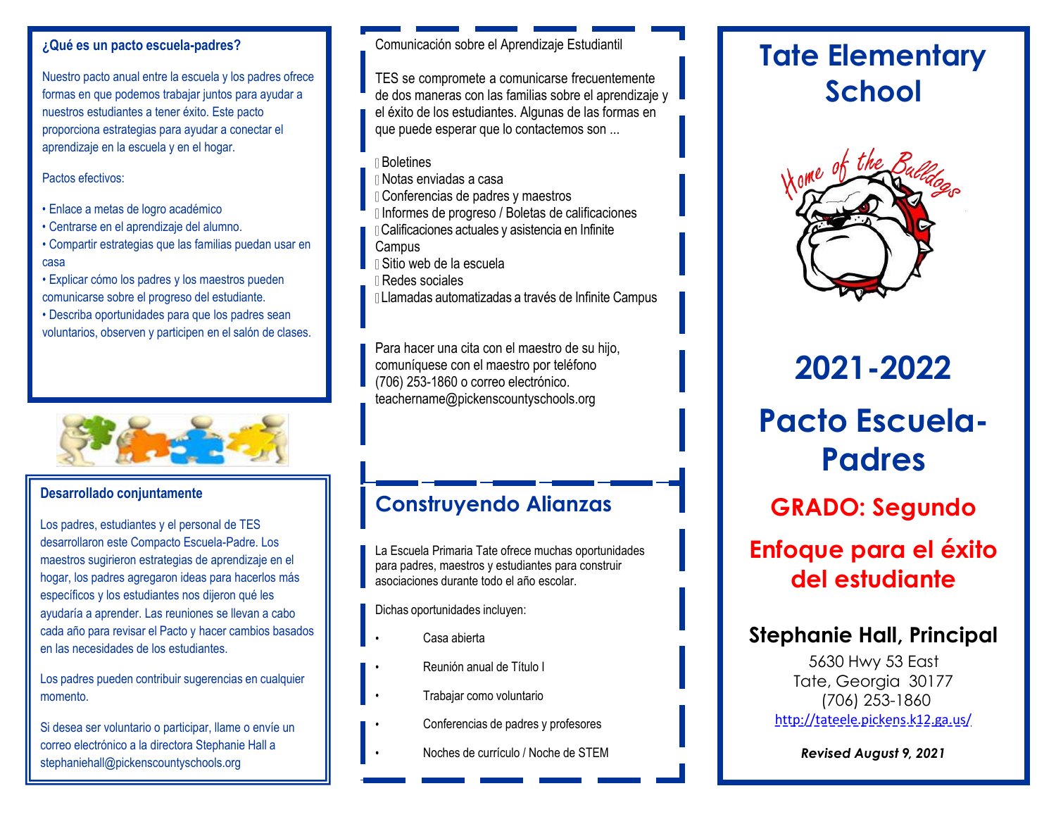## ¿Qué es un pacto escuela-padres?

Nuestro pacto anual entre la escuela y los padres ofrece formas en que podemos trabajar juntos para ayudar a nuestros estudiantes a tener éxito. Este pacto proporciona estrategias para ayudar a conectar el aprendizaje en la escuela y en el hogar.

Pactos efectivos:

- Enlace a metas de logro académico
- Centrarse en el aprendizaje del alumno.
- Compartir estrategias que las familias puedan usar en casa
- Explicar cómo los padres y los maestros pueden comunicarse sobre el progreso del estudiante.
- Describa oportunidades para que los padres sean voluntarios, observen y participen en el salón de clases.

## Desarrollado conjuntamente

Los padres, estudiantes y el personal de TES desarrollaron este Compacto Escuela-Padre. Los maestros sugirieron estrategias de aprendizaje en el hogar, los padres agregaron ideas para hacerlos más específicos y los estudiantes nos dijeron qué les ayudaría a aprender. Las reuniones se llevan a cabo cada año para revisar el Pacto y hacer cambios basados en las necesidades de los estudiantes.

Los padres pueden contribuir sugerencias en cualquier momento.

Si desea ser voluntario o participar, llame o envíe un correo electrónico a la directora Stephanie Hall a stephaniehall@pickenscountyschools.org

## Comunicación sobre el Aprendizaje Estudiantil

TES se compromete a comunicarse frecuentemente de dos maneras con las familias sobre el aprendizaje y el éxito de los estudiantes. Algunas de las formas en que puede esperar que lo contactemos son ...

- Boletines
- Notas enviadas a casa
- Conferencias de padres y maestros
- Informes de progreso / Boletas de calificaciones
- Calificaciones actuales y asistencia en Infinite Campus
- Sitio web de la escuela
- Redes sociales
- Llamadas automatizadas a través de Infinite Campus

Para hacer una cita con el maestro de su hijo, comuníquese con el maestro por teléfono (706) 253-1860 o correo electrónico. teachername@pickenscountyschools.org

## Construyendo Alianzas

La Escuela Primaria Tate ofrece muchas oportunidades para padres, maestros y estudiantes para construir asociaciones durante todo el año escolar.

Dichas oportunidades incluyen:

- Casa abierta
- Reunión anual de Título I
- Trabajar como voluntario
- Conferencias de padres y profesores
- Noches de currículo / Noche de STEM

# Tate Elementary School

Home of the Bulldogs

# 2021-2022

# Pacto Escuela-Padres

## GRADO: Segundo

## Enfoque para el éxito del estudiante

### Stephanie Hall, Principal

5630 Hwy 53 East
Tate, Georgia 30177
(706) 253-1860
http://tateele.pickens.k12.ga.us/

***Revised August 9, 2021***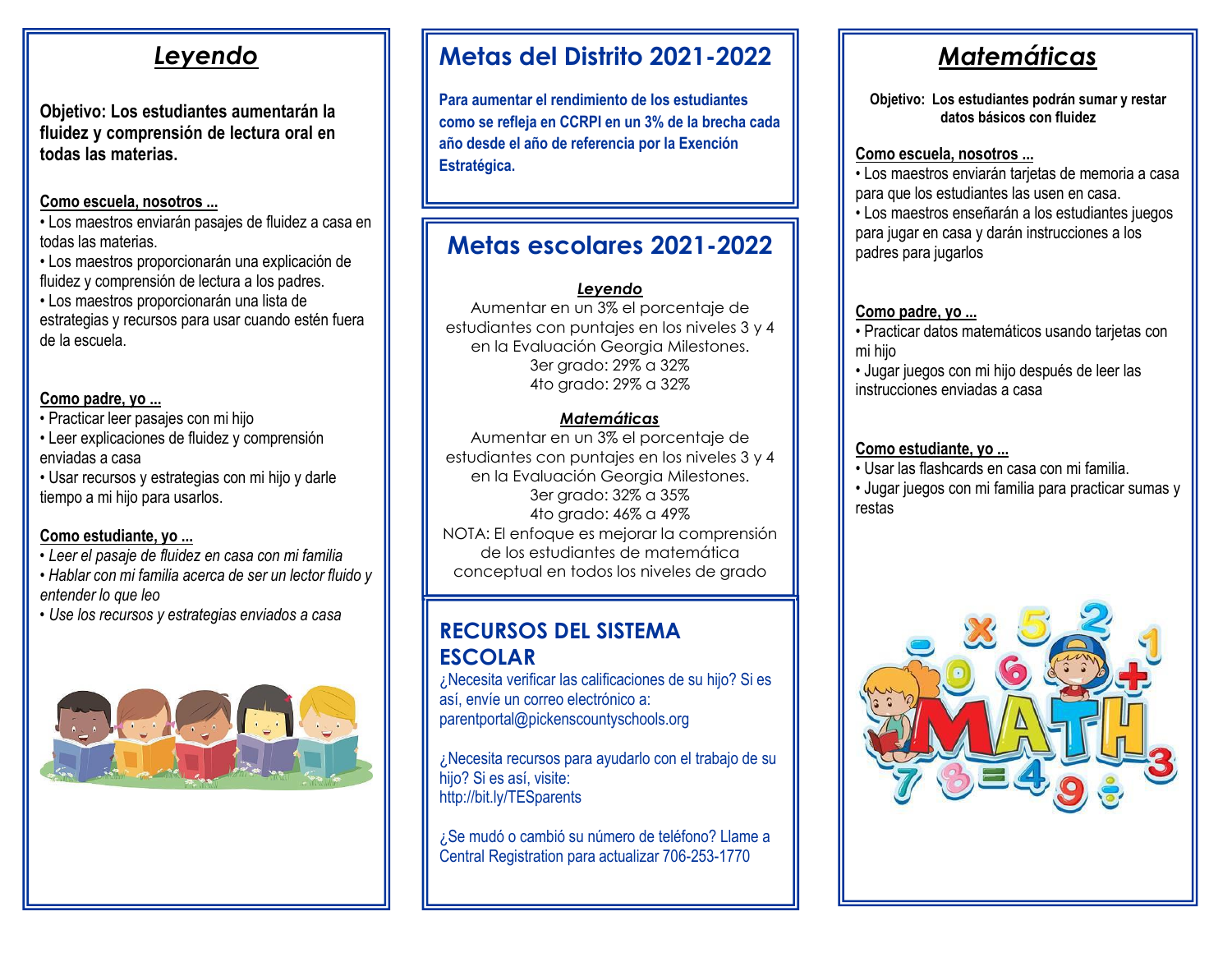## *Leyendo*

**Objetivo: Los estudiantes aumentarán la fluidez y comprensión de lectura oral en todas las materias.**

**Como escuela, nosotros ...**

- Los maestros enviarán pasajes de fluidez a casa en todas las materias.
- Los maestros proporcionarán una explicación de fluidez y comprensión de lectura a los padres.
- Los maestros proporcionarán una lista de estrategias y recursos para usar cuando estén fuera de la escuela.

**Como padre, yo ...**

- Practicar leer pasajes con mi hijo
- Leer explicaciones de fluidez y comprensión enviadas a casa
- Usar recursos y estrategias con mi hijo y darle tiempo a mi hijo para usarlos.

**Como estudiante, yo ...**

- *Leer el pasaje de fluidez en casa con mi familia*
- *Hablar con mi familia acerca de ser un lector fluido y entender lo que leo*
- *Use los recursos y estrategias enviados a casa*

## Metas del Distrito 2021-2022

**Para aumentar el rendimiento de los estudiantes como se refleja en CCRPI en un 3% de la brecha cada año desde el año de referencia por la Exención Estratégica.**

## Metas escolares 2021-2022

***Leyendo***

Aumentar en un 3% el porcentaje de estudiantes con puntajes en los niveles 3 y 4 en la Evaluación Georgia Milestones.
3er grado: 29% a 32%
4to grado: 29% a 32%

***Matemáticas***

Aumentar en un 3% el porcentaje de estudiantes con puntajes en los niveles 3 y 4 en la Evaluación Georgia Milestones.
3er grado: 32% a 35%
4to grado: 46% a 49%
NOTA: El enfoque es mejorar la comprensión de los estudiantes de matemática conceptual en todos los niveles de grado

## RECURSOS DEL SISTEMA ESCOLAR

¿Necesita verificar las calificaciones de su hijo? Si es así, envíe un correo electrónico a: parentportal@pickenscountyschools.org

¿Necesita recursos para ayudarlo con el trabajo de su hijo? Si es así, visite: http://bit.ly/TESparents

¿Se mudó o cambió su número de teléfono? Llame a Central Registration para actualizar 706-253-1770

## *Matemáticas*

**Objetivo: Los estudiantes podrán sumar y restar datos básicos con fluidez**

**Como escuela, nosotros ...**

- Los maestros enviarán tarjetas de memoria a casa para que los estudiantes las usen en casa.
- Los maestros enseñarán a los estudiantes juegos para jugar en casa y darán instrucciones a los padres para jugarlos

**Como padre, yo ...**

- Practicar datos matemáticos usando tarjetas con mi hijo
- Jugar juegos con mi hijo después de leer las instrucciones enviadas a casa

**Como estudiante, yo ...**

- Usar las flashcards en casa con mi familia.
- Jugar juegos con mi familia para practicar sumas y restas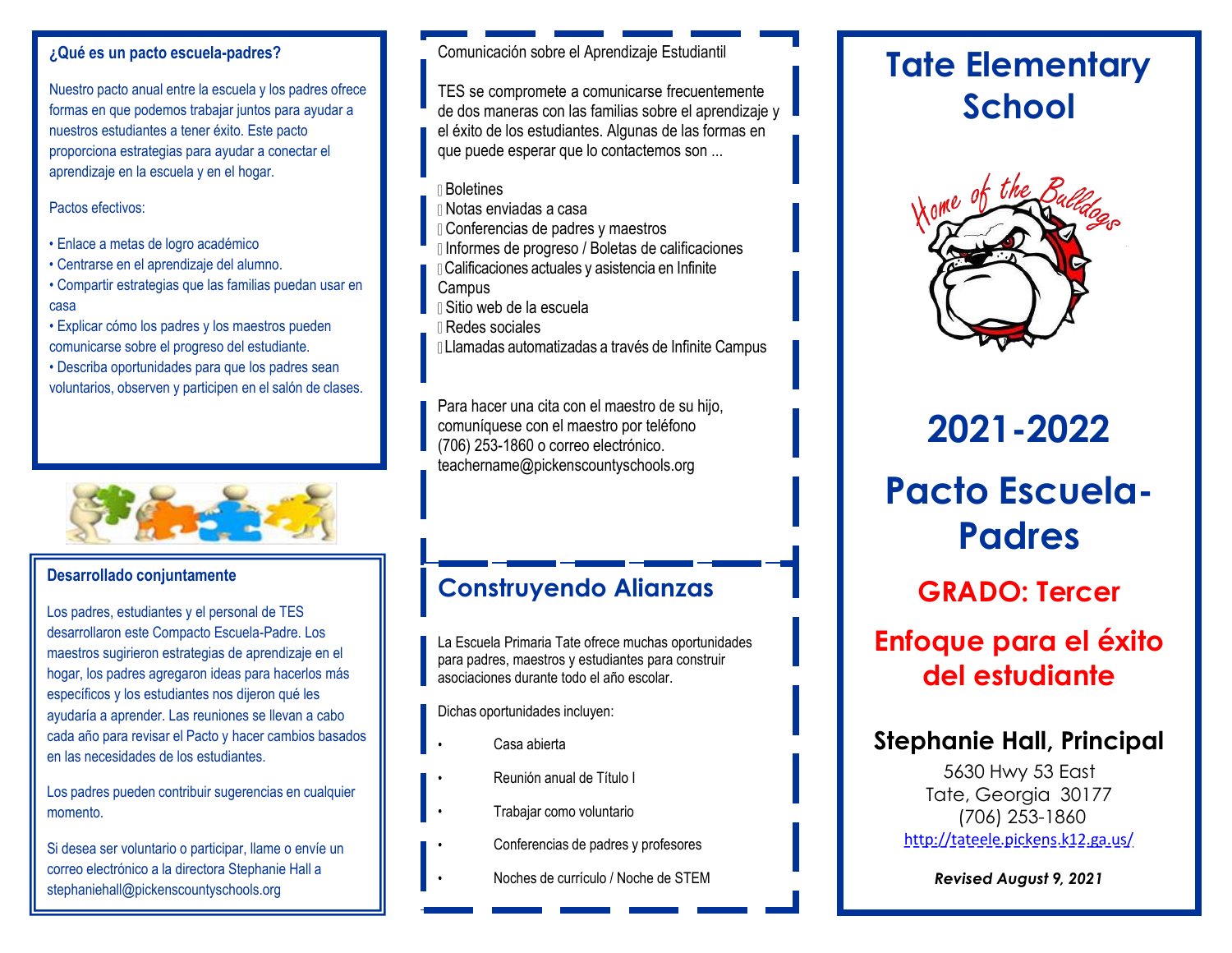## ¿Qué es un pacto escuela-padres?

Nuestro pacto anual entre la escuela y los padres ofrece formas en que podemos trabajar juntos para ayudar a nuestros estudiantes a tener éxito. Este pacto proporciona estrategias para ayudar a conectar el aprendizaje en la escuela y en el hogar.

Pactos efectivos:

- Enlace a metas de logro académico
- Centrarse en el aprendizaje del alumno.
- Compartir estrategias que las familias puedan usar en casa
- Explicar cómo los padres y los maestros pueden comunicarse sobre el progreso del estudiante.
- Describa oportunidades para que los padres sean voluntarios, observen y participen en el salón de clases.

## Desarrollado conjuntamente

Los padres, estudiantes y el personal de TES desarrollaron este Compacto Escuela-Padre. Los maestros sugirieron estrategias de aprendizaje en el hogar, los padres agregaron ideas para hacerlos más específicos y los estudiantes nos dijeron qué les ayudaría a aprender. Las reuniones se llevan a cabo cada año para revisar el Pacto y hacer cambios basados en las necesidades de los estudiantes.

Los padres pueden contribuir sugerencias en cualquier momento.

Si desea ser voluntario o participar, llame o envíe un correo electrónico a la directora Stephanie Hall a stephaniehall@pickenscountyschools.org

## Comunicación sobre el Aprendizaje Estudiantil

TES se compromete a comunicarse frecuentemente de dos maneras con las familias sobre el aprendizaje y el éxito de los estudiantes. Algunas de las formas en que puede esperar que lo contactemos son ...

- Boletines
- Notas enviadas a casa
- Conferencias de padres y maestros
- Informes de progreso / Boletas de calificaciones
- Calificaciones actuales y asistencia en Infinite Campus
- Sitio web de la escuela
- Redes sociales
- Llamadas automatizadas a través de Infinite Campus

Para hacer una cita con el maestro de su hijo, comuníquese con el maestro por teléfono (706) 253-1860 o correo electrónico. teachername@pickenscountyschools.org

## Construyendo Alianzas

La Escuela Primaria Tate ofrece muchas oportunidades para padres, maestros y estudiantes para construir asociaciones durante todo el año escolar.

Dichas oportunidades incluyen:

- Casa abierta
- Reunión anual de Título I
- Trabajar como voluntario
- Conferencias de padres y profesores
- Noches de currículo / Noche de STEM

# Tate Elementary School

Home of the Bulldogs

# 2021-2022

# Pacto Escuela-Padres

## GRADO: Tercer

## Enfoque para el éxito del estudiante

### Stephanie Hall, Principal

5630 Hwy 53 East
Tate, Georgia 30177
(706) 253-1860
http://tateele.pickens.k12.ga.us/

***Revised August 9, 2021***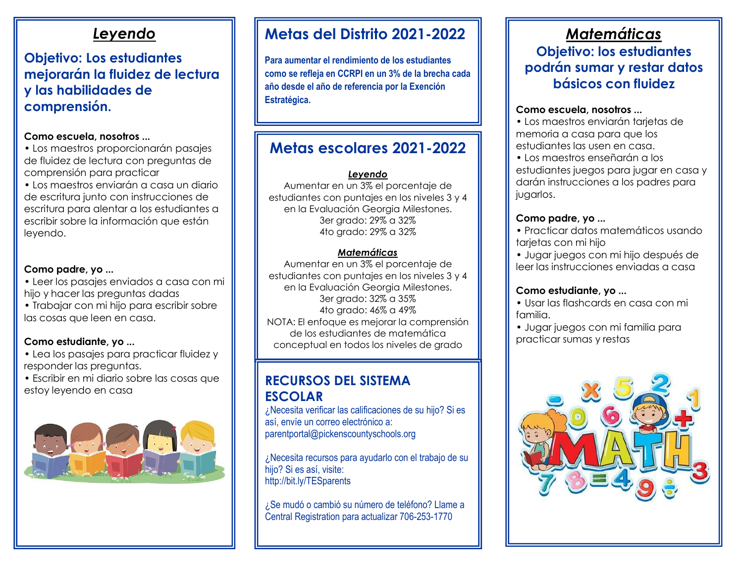## *Leyendo*

### Objetivo: Los estudiantes mejorarán la fluidez de lectura y las habilidades de comprensión.

**Como escuela, nosotros ...**

- Los maestros proporcionarán pasajes de fluidez de lectura con preguntas de comprensión para practicar
- Los maestros enviarán a casa un diario de escritura junto con instrucciones de escritura para alentar a los estudiantes a escribir sobre la información que están leyendo.

**Como padre, yo ...**

- Leer los pasajes enviados a casa con mi hijo y hacer las preguntas dadas
- Trabajar con mi hijo para escribir sobre las cosas que leen en casa.

**Como estudiante, yo ...**

- Lea los pasajes para practicar fluidez y responder las preguntas.
- Escribir en mi diario sobre las cosas que estoy leyendo en casa

## Metas del Distrito 2021-2022

**Para aumentar el rendimiento de los estudiantes como se refleja en CCRPI en un 3% de la brecha cada año desde el año de referencia por la Exención Estratégica.**

## Metas escolares 2021-2022

***Leyendo***

Aumentar en un 3% el porcentaje de estudiantes con puntajes en los niveles 3 y 4 en la Evaluación Georgia Milestones.
3er grado: 29% a 32%
4to grado: 29% a 32%

***Matemáticas***

Aumentar en un 3% el porcentaje de estudiantes con puntajes en los niveles 3 y 4 en la Evaluación Georgia Milestones.
3er grado: 32% a 35%
4to grado: 46% a 49%
NOTA: El enfoque es mejorar la comprensión de los estudiantes de matemática conceptual en todos los niveles de grado

## RECURSOS DEL SISTEMA ESCOLAR

¿Necesita verificar las calificaciones de su hijo? Si es así, envíe un correo electrónico a: parentportal@pickenscountyschools.org

¿Necesita recursos para ayudarlo con el trabajo de su hijo? Si es así, visite: http://bit.ly/TESparents

¿Se mudó o cambió su número de teléfono? Llame a Central Registration para actualizar 706-253-1770

## *Matemáticas*

### Objetivo: los estudiantes podrán sumar y restar datos básicos con fluidez

**Como escuela, nosotros ...**

- Los maestros enviarán tarjetas de memoria a casa para que los estudiantes las usen en casa.
- Los maestros enseñarán a los estudiantes juegos para jugar en casa y darán instrucciones a los padres para jugarlos.

**Como padre, yo ...**

- Practicar datos matemáticos usando tarjetas con mi hijo
- Jugar juegos con mi hijo después de leer las instrucciones enviadas a casa

**Como estudiante, yo ...**

- Usar las flashcards en casa con mi familia.
- Jugar juegos con mi familia para practicar sumas y restas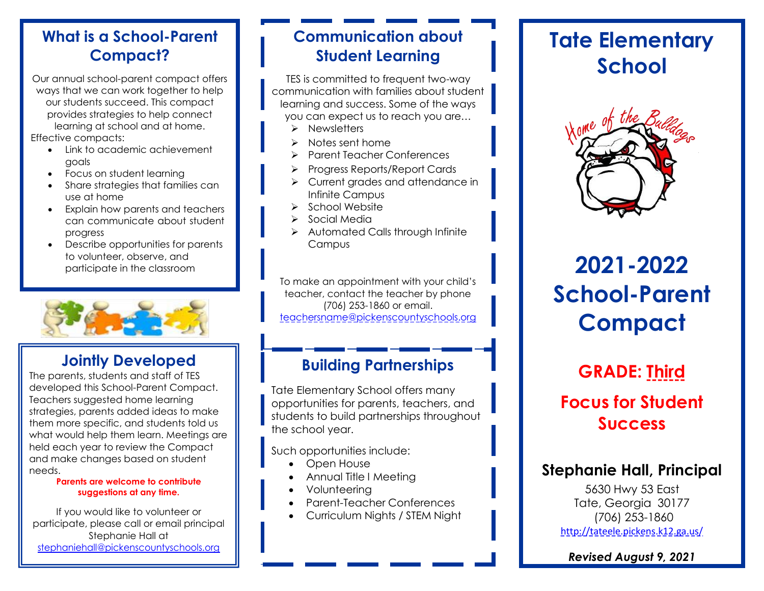## What is a School-Parent Compact?

Our annual school-parent compact offers ways that we can work together to help our students succeed. This compact provides strategies to help connect learning at school and at home.

Effective compacts:

- Link to academic achievement goals
- Focus on student learning
- Share strategies that families can use at home
- Explain how parents and teachers can communicate about student progress
- Describe opportunities for parents to volunteer, observe, and participate in the classroom

## Jointly Developed

The parents, students and staff of TES developed this School-Parent Compact. Teachers suggested home learning strategies, parents added ideas to make them more specific, and students told us what would help them learn. Meetings are held each year to review the Compact and make changes based on student needs.

**Parents are welcome to contribute suggestions at any time.**

If you would like to volunteer or participate, please call or email principal Stephanie Hall at stephaniehall@pickenscountyschools.org

## Communication about Student Learning

TES is committed to frequent two-way communication with families about student learning and success. Some of the ways you can expect us to reach you are…

- Newsletters
- Notes sent home
- Parent Teacher Conferences
- Progress Reports/Report Cards
- Current grades and attendance in Infinite Campus
- School Website
- Social Media
- Automated Calls through Infinite Campus

To make an appointment with your child's teacher, contact the teacher by phone (706) 253-1860 or email. teachersname@pickenscountyschools.org

## Building Partnerships

Tate Elementary School offers many opportunities for parents, teachers, and students to build partnerships throughout the school year.

Such opportunities include:

- Open House
- Annual Title I Meeting
- Volunteering
- Parent-Teacher Conferences
- Curriculum Nights / STEM Night

# Tate Elementary School

Home of the Bulldogs

# 2021-2022 School-Parent Compact

## GRADE: Third

## Focus for Student Success

### Stephanie Hall, Principal

5630 Hwy 53 East
Tate, Georgia 30177
(706) 253-1860
http://tateele.pickens.k12.ga.us/

***Revised August 9, 2021***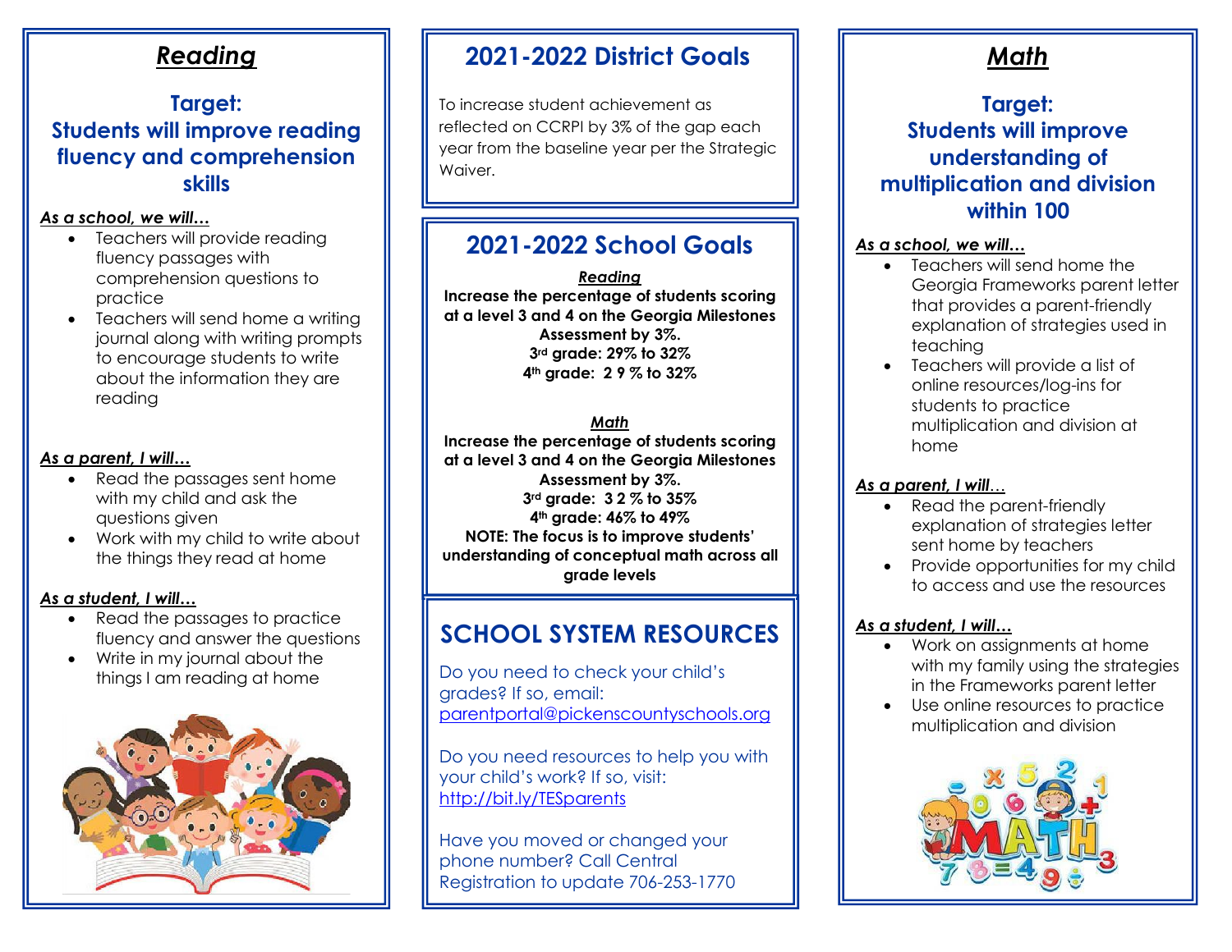# *Reading*

## Target: Students will improve reading fluency and comprehension skills

***As a school, we will…***

- Teachers will provide reading fluency passages with comprehension questions to practice
- Teachers will send home a writing journal along with writing prompts to encourage students to write about the information they are reading

***As a parent, I will…***

- Read the passages sent home with my child and ask the questions given
- Work with my child to write about the things they read at home

***As a student, I will…***

- Read the passages to practice fluency and answer the questions
- Write in my journal about the things I am reading at home

# 2021-2022 District Goals

To increase student achievement as reflected on CCRPI by 3% of the gap each year from the baseline year per the Strategic Waiver.

# 2021-2022 School Goals

***Reading***

**Increase the percentage of students scoring at a level 3 and 4 on the Georgia Milestones Assessment by 3%.**

**3rd grade: 29% to 32%**

**4th grade: 2 9 % to 32%**

***Math***

**Increase the percentage of students scoring at a level 3 and 4 on the Georgia Milestones Assessment by 3%.**

**3rd grade: 3 2 % to 35%**

**4th grade: 46% to 49%**

**NOTE: The focus is to improve students' understanding of conceptual math across all grade levels**

# SCHOOL SYSTEM RESOURCES

Do you need to check your child's grades? If so, email: parentportal@pickenscountyschools.org

Do you need resources to help you with your child's work? If so, visit: http://bit.ly/TESparents

Have you moved or changed your phone number? Call Central Registration to update 706-253-1770

# *Math*

## Target: Students will improve understanding of multiplication and division within 100

***As a school, we will…***

- Teachers will send home the Georgia Frameworks parent letter that provides a parent-friendly explanation of strategies used in teaching
- Teachers will provide a list of online resources/log-ins for students to practice multiplication and division at home

***As a parent, I will…***

- Read the parent-friendly explanation of strategies letter sent home by teachers
- Provide opportunities for my child to access and use the resources

***As a student, I will…***

- Work on assignments at home with my family using the strategies in the Frameworks parent letter
- Use online resources to practice multiplication and division